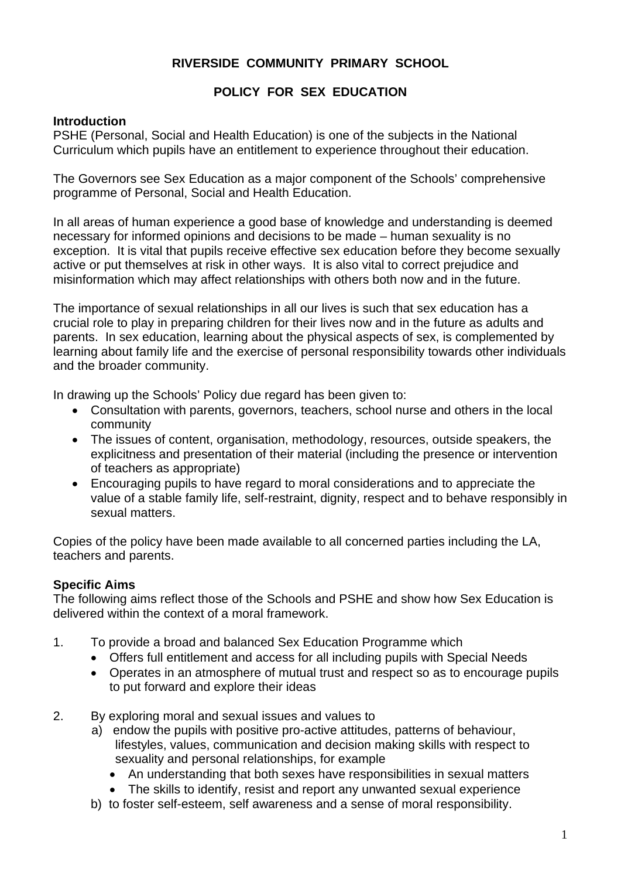# RIVERSIDE COMMUNITY PRIMARY SCHOOL

## POLICY FOR SEX EDUCATION

**Introduction**

PSHE (Personal, Social and Health Education) is one of the subjects in the National Curriculum which pupils have an entitlement to experience throughout their education.

The Governors see Sex Education as a major component of the Schools' comprehensive programme of Personal, Social and Health Education.

In all areas of human experience a good base of knowledge and understanding is deemed necessary for informed opinions and decisions to be made – human sexuality is no exception. It is vital that pupils receive effective sex education before they become sexually active or put themselves at risk in other ways. It is also vital to correct prejudice and misinformation which may affect relationships with others both now and in the future.

The importance of sexual relationships in all our lives is such that sex education has a crucial role to play in preparing children for their lives now and in the future as adults and parents. In sex education, learning about the physical aspects of sex, is complemented by learning about family life and the exercise of personal responsibility towards other individuals and the broader community.

In drawing up the Schools' Policy due regard has been given to:

- Consultation with parents, governors, teachers, school nurse and others in the local community
- The issues of content, organisation, methodology, resources, outside speakers, the explicitness and presentation of their material (including the presence or intervention of teachers as appropriate)
- Encouraging pupils to have regard to moral considerations and to appreciate the value of a stable family life, self-restraint, dignity, respect and to behave responsibly in sexual matters.

Copies of the policy have been made available to all concerned parties including the LA, teachers and parents.

**Specific Aims**

The following aims reflect those of the Schools and PSHE and show how Sex Education is delivered within the context of a moral framework.

1. To provide a broad and balanced Sex Education Programme which
   - Offers full entitlement and access for all including pupils with Special Needs
   - Operates in an atmosphere of mutual trust and respect so as to encourage pupils to put forward and explore their ideas

2. By exploring moral and sexual issues and values to
   a) endow the pupils with positive pro-active attitudes, patterns of behaviour, lifestyles, values, communication and decision making skills with respect to sexuality and personal relationships, for example
      - An understanding that both sexes have responsibilities in sexual matters
      - The skills to identify, resist and report any unwanted sexual experience

   b) to foster self-esteem, self awareness and a sense of moral responsibility.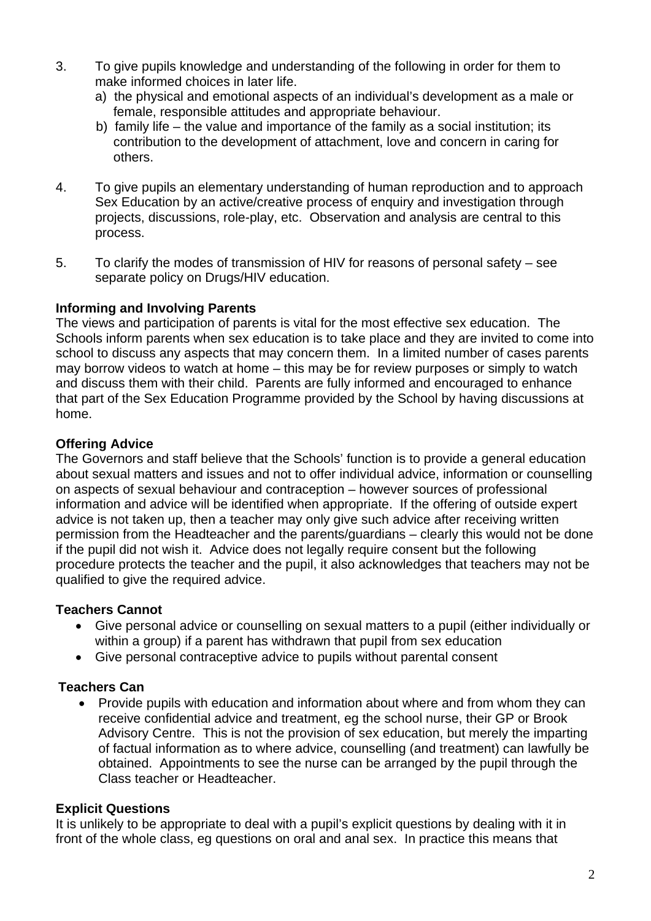3. To give pupils knowledge and understanding of the following in order for them to make informed choices in later life.
   a) the physical and emotional aspects of an individual's development as a male or female, responsible attitudes and appropriate behaviour.
   b) family life – the value and importance of the family as a social institution; its contribution to the development of attachment, love and concern in caring for others.

4. To give pupils an elementary understanding of human reproduction and to approach Sex Education by an active/creative process of enquiry and investigation through projects, discussions, role-play, etc. Observation and analysis are central to this process.

5. To clarify the modes of transmission of HIV for reasons of personal safety – see separate policy on Drugs/HIV education.

**Informing and Involving Parents**

The views and participation of parents is vital for the most effective sex education. The Schools inform parents when sex education is to take place and they are invited to come into school to discuss any aspects that may concern them. In a limited number of cases parents may borrow videos to watch at home – this may be for review purposes or simply to watch and discuss them with their child. Parents are fully informed and encouraged to enhance that part of the Sex Education Programme provided by the School by having discussions at home.

**Offering Advice**

The Governors and staff believe that the Schools' function is to provide a general education about sexual matters and issues and not to offer individual advice, information or counselling on aspects of sexual behaviour and contraception – however sources of professional information and advice will be identified when appropriate. If the offering of outside expert advice is not taken up, then a teacher may only give such advice after receiving written permission from the Headteacher and the parents/guardians – clearly this would not be done if the pupil did not wish it. Advice does not legally require consent but the following procedure protects the teacher and the pupil, it also acknowledges that teachers may not be qualified to give the required advice.

**Teachers Cannot**

- Give personal advice or counselling on sexual matters to a pupil (either individually or within a group) if a parent has withdrawn that pupil from sex education
- Give personal contraceptive advice to pupils without parental consent

**Teachers Can**

- Provide pupils with education and information about where and from whom they can receive confidential advice and treatment, eg the school nurse, their GP or Brook Advisory Centre. This is not the provision of sex education, but merely the imparting of factual information as to where advice, counselling (and treatment) can lawfully be obtained. Appointments to see the nurse can be arranged by the pupil through the Class teacher or Headteacher.

**Explicit Questions**

It is unlikely to be appropriate to deal with a pupil's explicit questions by dealing with it in front of the whole class, eg questions on oral and anal sex. In practice this means that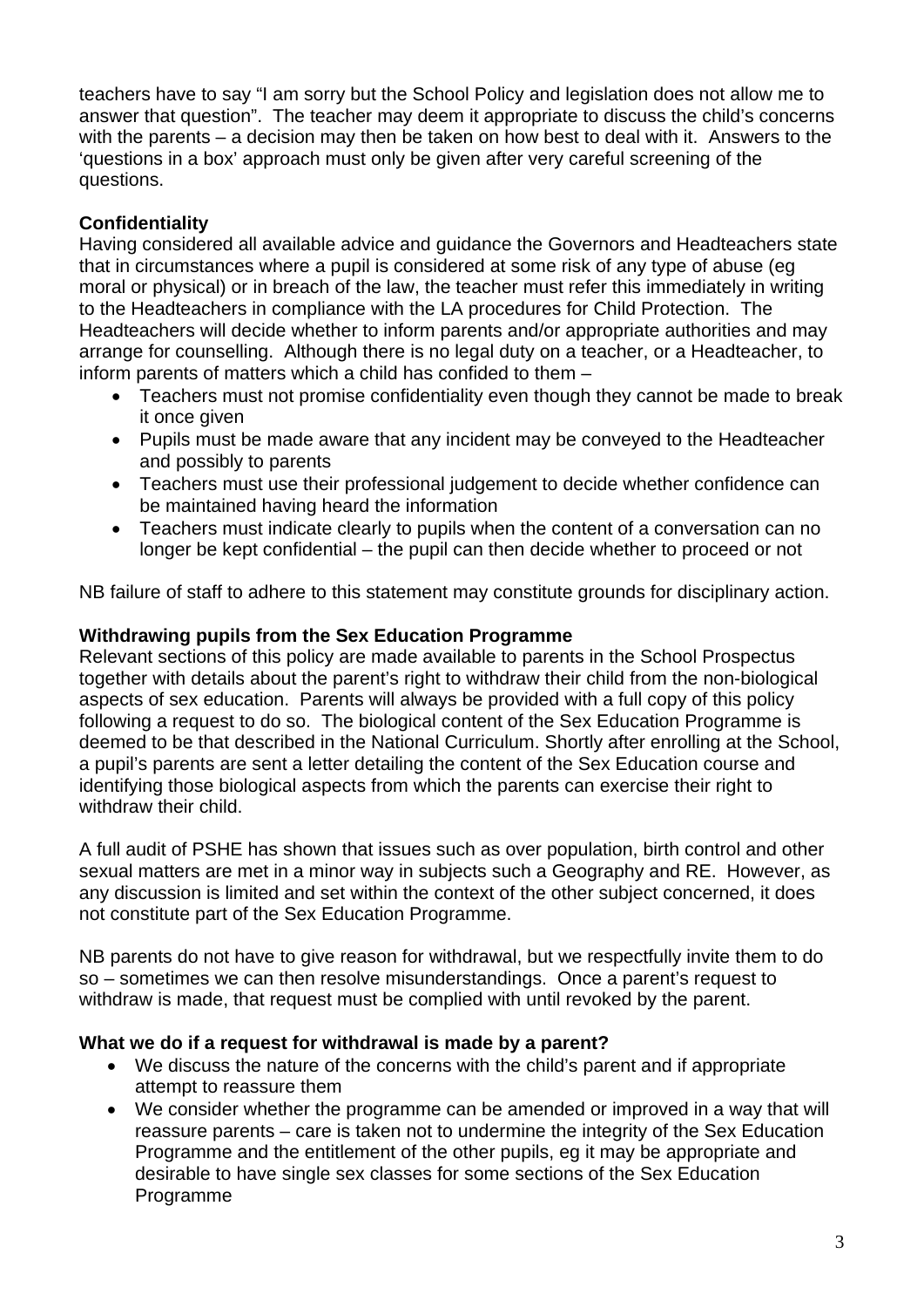teachers have to say "I am sorry but the School Policy and legislation does not allow me to answer that question". The teacher may deem it appropriate to discuss the child's concerns with the parents – a decision may then be taken on how best to deal with it. Answers to the 'questions in a box' approach must only be given after very careful screening of the questions.

**Confidentiality**

Having considered all available advice and guidance the Governors and Headteachers state that in circumstances where a pupil is considered at some risk of any type of abuse (eg moral or physical) or in breach of the law, the teacher must refer this immediately in writing to the Headteachers in compliance with the LA procedures for Child Protection. The Headteachers will decide whether to inform parents and/or appropriate authorities and may arrange for counselling. Although there is no legal duty on a teacher, or a Headteacher, to inform parents of matters which a child has confided to them –

- Teachers must not promise confidentiality even though they cannot be made to break it once given
- Pupils must be made aware that any incident may be conveyed to the Headteacher and possibly to parents
- Teachers must use their professional judgement to decide whether confidence can be maintained having heard the information
- Teachers must indicate clearly to pupils when the content of a conversation can no longer be kept confidential – the pupil can then decide whether to proceed or not

NB failure of staff to adhere to this statement may constitute grounds for disciplinary action.

**Withdrawing pupils from the Sex Education Programme**

Relevant sections of this policy are made available to parents in the School Prospectus together with details about the parent's right to withdraw their child from the non-biological aspects of sex education. Parents will always be provided with a full copy of this policy following a request to do so. The biological content of the Sex Education Programme is deemed to be that described in the National Curriculum. Shortly after enrolling at the School, a pupil's parents are sent a letter detailing the content of the Sex Education course and identifying those biological aspects from which the parents can exercise their right to withdraw their child.

A full audit of PSHE has shown that issues such as over population, birth control and other sexual matters are met in a minor way in subjects such a Geography and RE. However, as any discussion is limited and set within the context of the other subject concerned, it does not constitute part of the Sex Education Programme.

NB parents do not have to give reason for withdrawal, but we respectfully invite them to do so – sometimes we can then resolve misunderstandings. Once a parent's request to withdraw is made, that request must be complied with until revoked by the parent.

**What we do if a request for withdrawal is made by a parent?**

- We discuss the nature of the concerns with the child's parent and if appropriate attempt to reassure them
- We consider whether the programme can be amended or improved in a way that will reassure parents – care is taken not to undermine the integrity of the Sex Education Programme and the entitlement of the other pupils, eg it may be appropriate and desirable to have single sex classes for some sections of the Sex Education Programme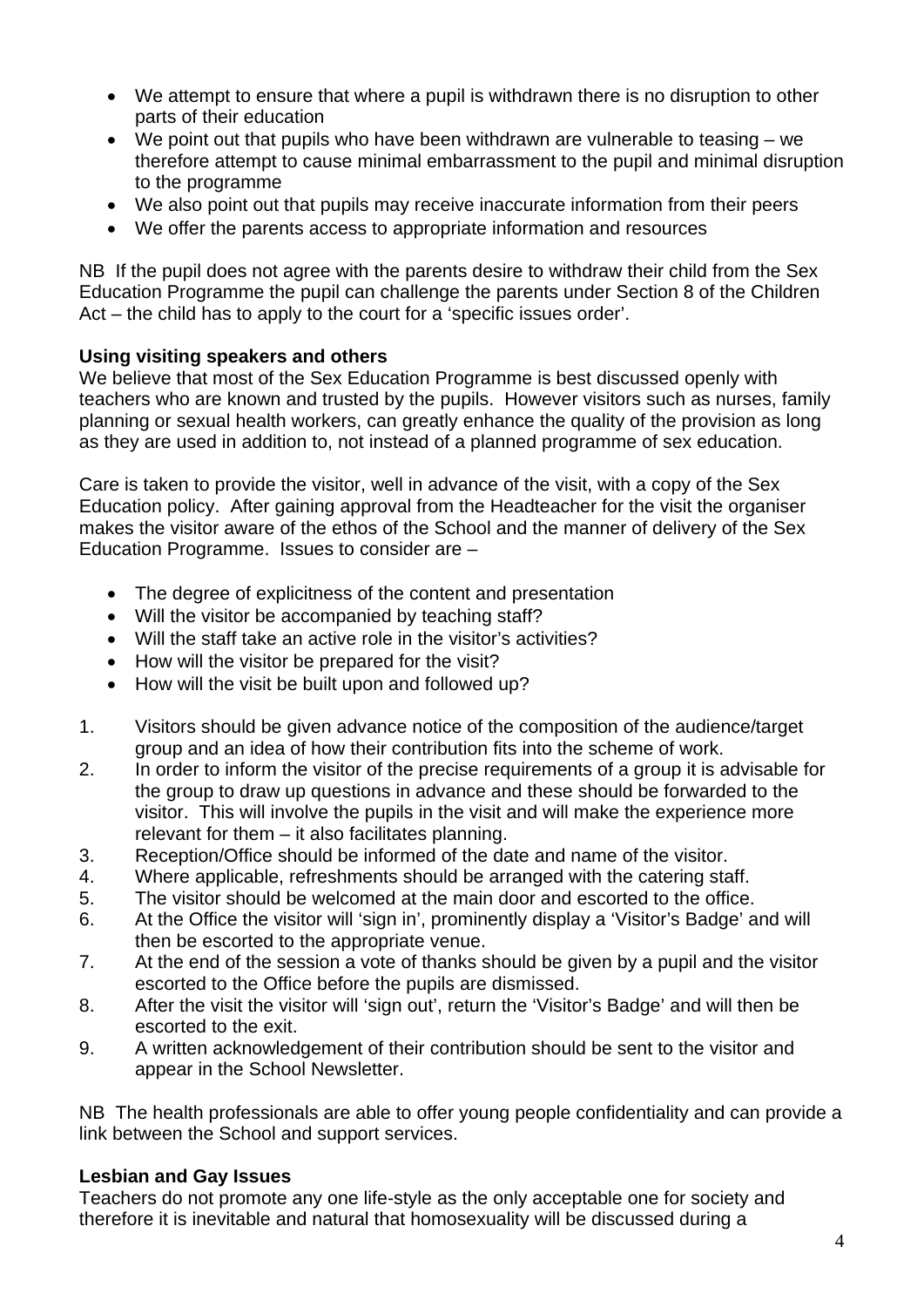- We attempt to ensure that where a pupil is withdrawn there is no disruption to other parts of their education
- We point out that pupils who have been withdrawn are vulnerable to teasing – we therefore attempt to cause minimal embarrassment to the pupil and minimal disruption to the programme
- We also point out that pupils may receive inaccurate information from their peers
- We offer the parents access to appropriate information and resources

NB If the pupil does not agree with the parents desire to withdraw their child from the Sex Education Programme the pupil can challenge the parents under Section 8 of the Children Act – the child has to apply to the court for a 'specific issues order'.

**Using visiting speakers and others**

We believe that most of the Sex Education Programme is best discussed openly with teachers who are known and trusted by the pupils. However visitors such as nurses, family planning or sexual health workers, can greatly enhance the quality of the provision as long as they are used in addition to, not instead of a planned programme of sex education.

Care is taken to provide the visitor, well in advance of the visit, with a copy of the Sex Education policy. After gaining approval from the Headteacher for the visit the organiser makes the visitor aware of the ethos of the School and the manner of delivery of the Sex Education Programme. Issues to consider are –

- The degree of explicitness of the content and presentation
- Will the visitor be accompanied by teaching staff?
- Will the staff take an active role in the visitor's activities?
- How will the visitor be prepared for the visit?
- How will the visit be built upon and followed up?

1. Visitors should be given advance notice of the composition of the audience/target group and an idea of how their contribution fits into the scheme of work.
2. In order to inform the visitor of the precise requirements of a group it is advisable for the group to draw up questions in advance and these should be forwarded to the visitor. This will involve the pupils in the visit and will make the experience more relevant for them – it also facilitates planning.
3. Reception/Office should be informed of the date and name of the visitor.
4. Where applicable, refreshments should be arranged with the catering staff.
5. The visitor should be welcomed at the main door and escorted to the office.
6. At the Office the visitor will 'sign in', prominently display a 'Visitor's Badge' and will then be escorted to the appropriate venue.
7. At the end of the session a vote of thanks should be given by a pupil and the visitor escorted to the Office before the pupils are dismissed.
8. After the visit the visitor will 'sign out', return the 'Visitor's Badge' and will then be escorted to the exit.
9. A written acknowledgement of their contribution should be sent to the visitor and appear in the School Newsletter.

NB The health professionals are able to offer young people confidentiality and can provide a link between the School and support services.

**Lesbian and Gay Issues**

Teachers do not promote any one life-style as the only acceptable one for society and therefore it is inevitable and natural that homosexuality will be discussed during a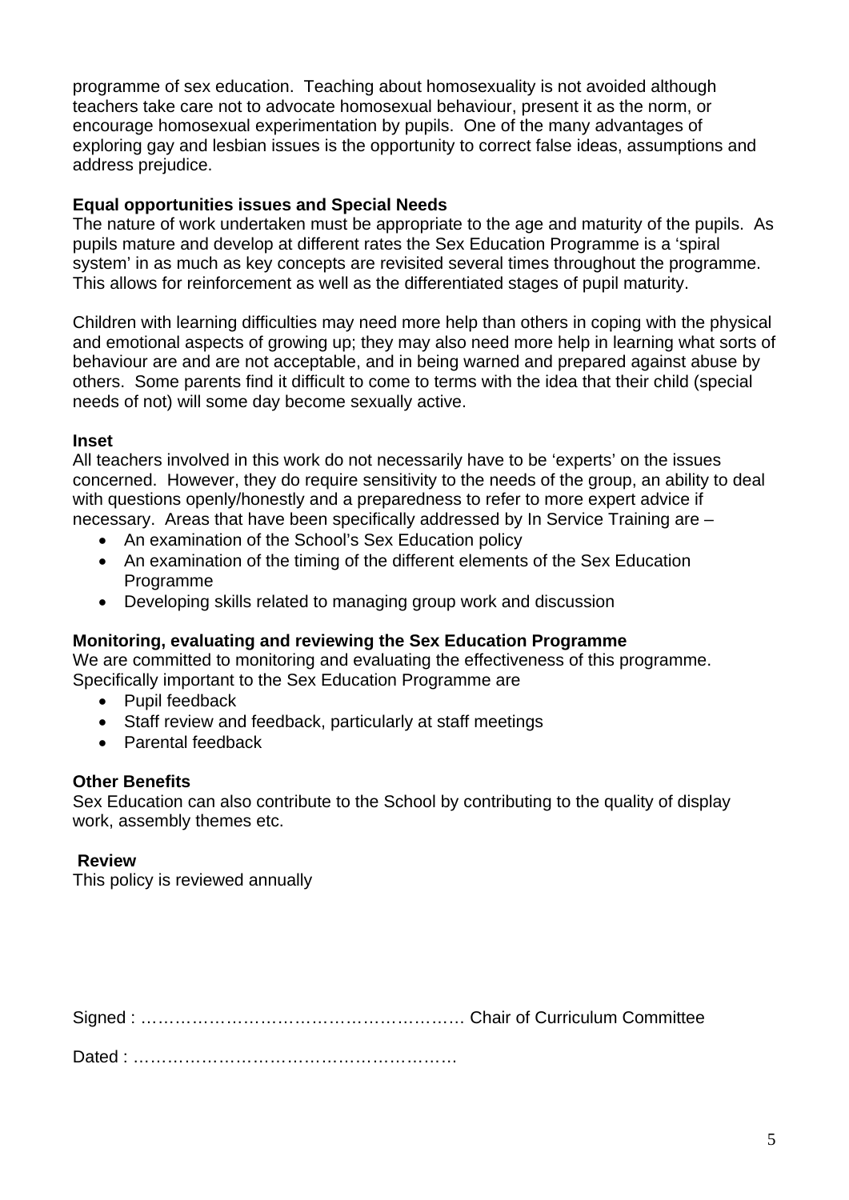programme of sex education. Teaching about homosexuality is not avoided although teachers take care not to advocate homosexual behaviour, present it as the norm, or encourage homosexual experimentation by pupils. One of the many advantages of exploring gay and lesbian issues is the opportunity to correct false ideas, assumptions and address prejudice.

**Equal opportunities issues and Special Needs**

The nature of work undertaken must be appropriate to the age and maturity of the pupils. As pupils mature and develop at different rates the Sex Education Programme is a 'spiral system' in as much as key concepts are revisited several times throughout the programme. This allows for reinforcement as well as the differentiated stages of pupil maturity.

Children with learning difficulties may need more help than others in coping with the physical and emotional aspects of growing up; they may also need more help in learning what sorts of behaviour are and are not acceptable, and in being warned and prepared against abuse by others. Some parents find it difficult to come to terms with the idea that their child (special needs of not) will some day become sexually active.

**Inset**

All teachers involved in this work do not necessarily have to be 'experts' on the issues concerned. However, they do require sensitivity to the needs of the group, an ability to deal with questions openly/honestly and a preparedness to refer to more expert advice if necessary. Areas that have been specifically addressed by In Service Training are –

- An examination of the School's Sex Education policy
- An examination of the timing of the different elements of the Sex Education Programme
- Developing skills related to managing group work and discussion

**Monitoring, evaluating and reviewing the Sex Education Programme**

We are committed to monitoring and evaluating the effectiveness of this programme. Specifically important to the Sex Education Programme are

- Pupil feedback
- Staff review and feedback, particularly at staff meetings
- Parental feedback

**Other Benefits**

Sex Education can also contribute to the School by contributing to the quality of display work, assembly themes etc.

**Review**

This policy is reviewed annually

Signed : ………………………………………………… Chair of Curriculum Committee

Dated : …………………………………………………